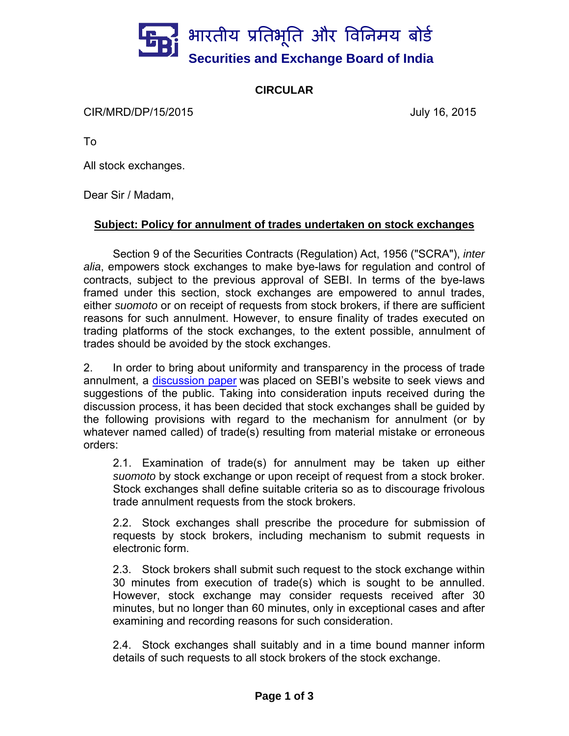भारतीय प्रतिभूति और विनिमय बोर्ड

**Securities and Exchange Board of India**

**CIRCULAR**

CIR/MRD/DP/15/2015 July 16, 2015

To

All stock exchanges.

Dear Sir / Madam,

**Subject: Policy for annulment of trades undertaken on stock exchanges**

Section 9 of the Securities Contracts (Regulation) Act, 1956 ("SCRA"), *inter alia*, empowers stock exchanges to make bye-laws for regulation and control of contracts, subject to the previous approval of SEBI. In terms of the bye-laws framed under this section, stock exchanges are empowered to annul trades, either *suomoto* or on receipt of requests from stock brokers, if there are sufficient reasons for such annulment. However, to ensure finality of trades executed on trading platforms of the stock exchanges, to the extent possible, annulment of trades should be avoided by the stock exchanges.

2. In order to bring about uniformity and transparency in the process of trade annulment, a discussion paper was placed on SEBI's website to seek views and suggestions of the public. Taking into consideration inputs received during the discussion process, it has been decided that stock exchanges shall be guided by the following provisions with regard to the mechanism for annulment (or by whatever named called) of trade(s) resulting from material mistake or erroneous orders:

2.1. Examination of trade(s) for annulment may be taken up either *suomoto* by stock exchange or upon receipt of request from a stock broker. Stock exchanges shall define suitable criteria so as to discourage frivolous trade annulment requests from the stock brokers.

2.2. Stock exchanges shall prescribe the procedure for submission of requests by stock brokers, including mechanism to submit requests in electronic form.

2.3. Stock brokers shall submit such request to the stock exchange within 30 minutes from execution of trade(s) which is sought to be annulled. However, stock exchange may consider requests received after 30 minutes, but no longer than 60 minutes, only in exceptional cases and after examining and recording reasons for such consideration.

2.4. Stock exchanges shall suitably and in a time bound manner inform details of such requests to all stock brokers of the stock exchange.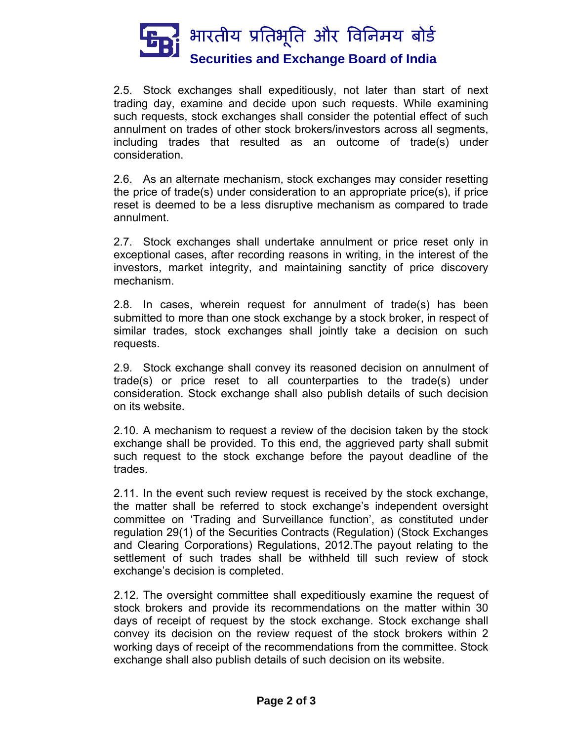2.5. Stock exchanges shall expeditiously, not later than start of next trading day, examine and decide upon such requests. While examining such requests, stock exchanges shall consider the potential effect of such annulment on trades of other stock brokers/investors across all segments, including trades that resulted as an outcome of trade(s) under consideration.

2.6. As an alternate mechanism, stock exchanges may consider resetting the price of trade(s) under consideration to an appropriate price(s), if price reset is deemed to be a less disruptive mechanism as compared to trade annulment.

2.7. Stock exchanges shall undertake annulment or price reset only in exceptional cases, after recording reasons in writing, in the interest of the investors, market integrity, and maintaining sanctity of price discovery mechanism.

2.8. In cases, wherein request for annulment of trade(s) has been submitted to more than one stock exchange by a stock broker, in respect of similar trades, stock exchanges shall jointly take a decision on such requests.

2.9. Stock exchange shall convey its reasoned decision on annulment of trade(s) or price reset to all counterparties to the trade(s) under consideration. Stock exchange shall also publish details of such decision on its website.

2.10. A mechanism to request a review of the decision taken by the stock exchange shall be provided. To this end, the aggrieved party shall submit such request to the stock exchange before the payout deadline of the trades.

2.11. In the event such review request is received by the stock exchange, the matter shall be referred to stock exchange's independent oversight committee on 'Trading and Surveillance function', as constituted under regulation 29(1) of the Securities Contracts (Regulation) (Stock Exchanges and Clearing Corporations) Regulations, 2012.The payout relating to the settlement of such trades shall be withheld till such review of stock exchange's decision is completed.

2.12. The oversight committee shall expeditiously examine the request of stock brokers and provide its recommendations on the matter within 30 days of receipt of request by the stock exchange. Stock exchange shall convey its decision on the review request of the stock brokers within 2 working days of receipt of the recommendations from the committee. Stock exchange shall also publish details of such decision on its website.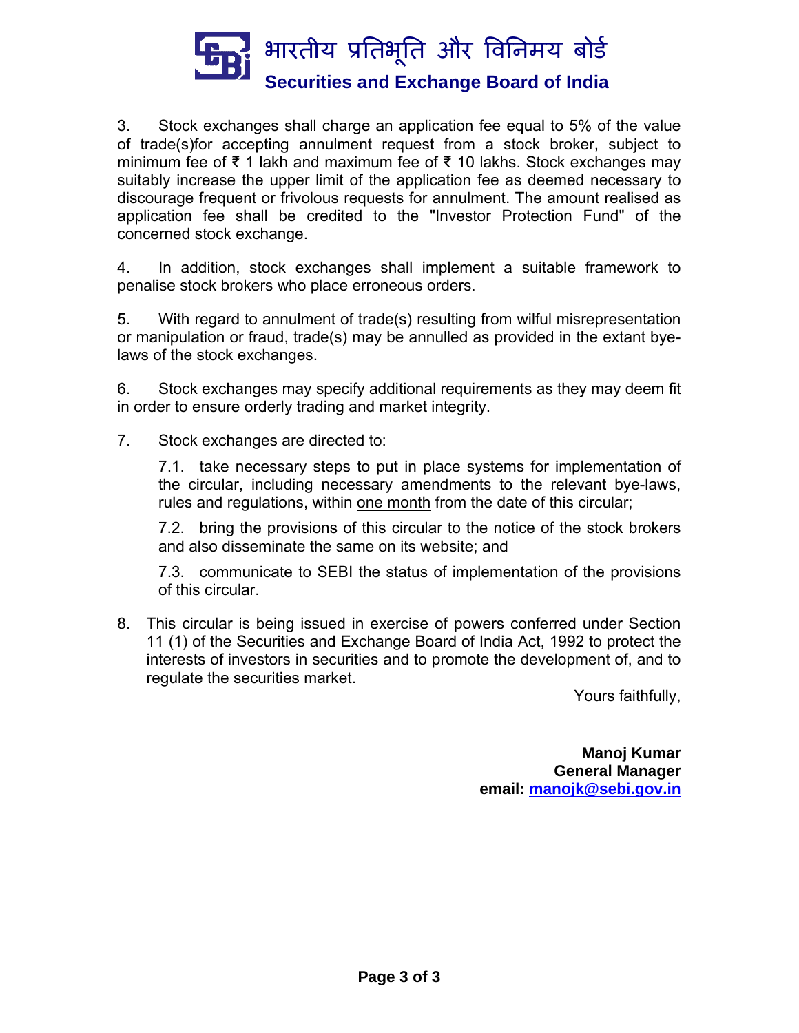3. Stock exchanges shall charge an application fee equal to 5% of the value of trade(s)for accepting annulment request from a stock broker, subject to minimum fee of ₹ 1 lakh and maximum fee of ₹ 10 lakhs. Stock exchanges may suitably increase the upper limit of the application fee as deemed necessary to discourage frequent or frivolous requests for annulment. The amount realised as application fee shall be credited to the "Investor Protection Fund" of the concerned stock exchange.

4. In addition, stock exchanges shall implement a suitable framework to penalise stock brokers who place erroneous orders.

5. With regard to annulment of trade(s) resulting from wilful misrepresentation or manipulation or fraud, trade(s) may be annulled as provided in the extant bye-laws of the stock exchanges.

6. Stock exchanges may specify additional requirements as they may deem fit in order to ensure orderly trading and market integrity.

7. Stock exchanges are directed to:

   7.1. take necessary steps to put in place systems for implementation of the circular, including necessary amendments to the relevant bye-laws, rules and regulations, within <u>one month</u> from the date of this circular;

   7.2. bring the provisions of this circular to the notice of the stock brokers and also disseminate the same on its website; and

   7.3. communicate to SEBI the status of implementation of the provisions of this circular.

8. This circular is being issued in exercise of powers conferred under Section 11 (1) of the Securities and Exchange Board of India Act, 1992 to protect the interests of investors in securities and to promote the development of, and to regulate the securities market.

Yours faithfully,

**Manoj Kumar**
**General Manager**
**email: manojk@sebi.gov.in**